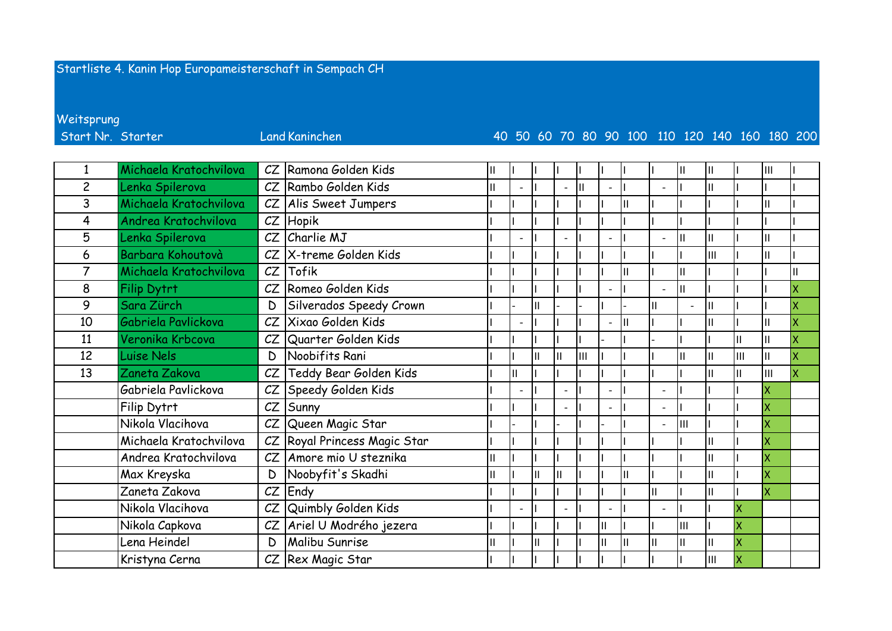# Startliste 4. Kanin Hop Europameisterschaft in Sempach CH

## Weitsprung

| Start Nr. | Starter | Land | Kaninchen | 40 | 50 | 60 | 70 | 80 | 90 | 100 | 110 | 120 | 140 | 160 | 180 | 200 |
|---|---|---|---|---|---|---|---|---|---|---|---|---|---|---|---|---|
| 1 | Michaela Kratochvilova | CZ | Ramona Golden Kids | II | I | I | I | I | I | I | I | II | II | I | III | I |
| 2 | Lenka Spilerova | CZ | Rambo Golden Kids | II | - | I | - | II | - | I | - | I | II | I | I | I |
| 3 | Michaela Kratochvilova | CZ | Alis Sweet Jumpers | I | I | I | I | I | I | II | I | I | I | I | II | I |
| 4 | Andrea Kratochvilova | CZ | Hopik | I | I | I | I | I | I | I | I | I | I | I | I | I |
| 5 | Lenka Spilerova | CZ | Charlie MJ | I | - | I | - | I | - | I | - | II | II | I | II | I |
| 6 | Barbara Kohoutovà | CZ | X-treme Golden Kids | I | I | I | I | I | I | I | I | I | III | I | II | I |
| 7 | Michaela Kratochvilova | CZ | Tofik | I | I | I | I | I | I | II | I | II | I | I | I | II |
| 8 | Filip Dytrt | CZ | Romeo Golden Kids | I | I | I | I | I | - | I | - | II | I | I | I | X |
| 9 | Sara Zürch | D | Silverados Speedy Crown | I | - | II | - | - | I | - | II | - | II | I | I | X |
| 10 | Gabriela Pavlickova | CZ | Xixao Golden Kids | I | - | I | I | I | - | II | I | I | II | I | II | X |
| 11 | Veronika Krbcova | CZ | Quarter Golden Kids | I | I | I | I | I | - | I | - | I | I | II | II | X |
| 12 | Luise Nels | D | Noobifits Rani | I | I | II | II | III | I | I | I | II | II | III | II | X |
| 13 | Zaneta Zakova | CZ | Teddy Bear Golden Kids | I | II | I | I | I | I | I | I | I | II | II | III | X |
| | Gabriela Pavlickova | CZ | Speedy Golden Kids | I | - | I | - | I | - | I | - | I | I | I | X | |
| | Filip Dytrt | CZ | Sunny | I | I | I | - | I | - | I | - | I | I | I | X | |
| | Nikola Vlacihova | CZ | Queen Magic Star | I | - | I | - | I | - | I | - | III | I | I | X | |
| | Michaela Kratochvilova | CZ | Royal Princess Magic Star | I | I | I | I | I | I | I | I | I | II | I | X | |
| | Andrea Kratochvilova | CZ | Amore mio U steznika | II | I | I | I | I | I | I | I | I | II | I | X | |
| | Max Kreyska | D | Noobyfit's Skadhi | II | I | II | II | I | I | II | I | I | II | I | X | |
| | Zaneta Zakova | CZ | Endy | I | I | I | I | I | I | I | II | I | II | I | X | |
| | Nikola Vlacihova | CZ | Quimbly Golden Kids | I | - | I | - | I | - | I | - | I | I | X | | |
| | Nikola Capkova | CZ | Ariel U Modrého jezera | I | I | I | I | I | II | I | I | III | I | X | | |
| | Lena Heindel | D | Malibu Sunrise | II | I | II | I | I | II | II | II | II | II | X | | |
| | Kristyna Cerna | CZ | Rex Magic Star | I | I | I | I | I | I | I | I | I | III | X | | |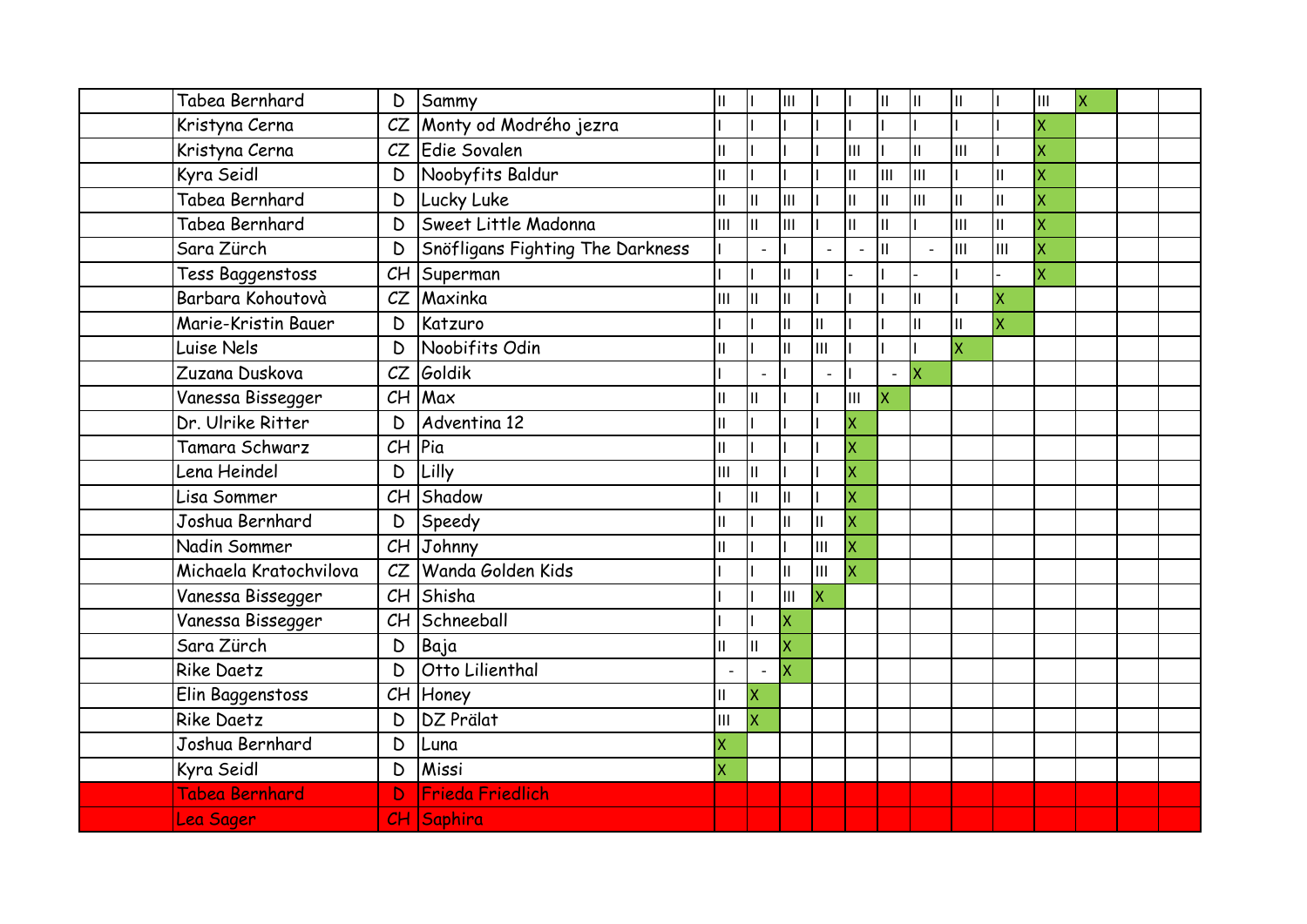| | | | | | | | | | | | | | | | | |
|---|---|---|---|---|---|---|---|---|---|---|---|---|---|---|---|---|
| | Tabea Bernhard | D | Sammy | II | I | III | I | I | II | II | II | I | III | X | | |
| | Kristyna Cerna | CZ | Monty od Modrého jezra | I | I | I | I | I | I | I | I | I | X | | | |
| | Kristyna Cerna | CZ | Edie Sovalen | II | I | I | I | III | I | II | III | I | X | | | |
| | Kyra Seidl | D | Noobyfits Baldur | II | I | I | I | II | III | III | I | II | X | | | |
| | Tabea Bernhard | D | Lucky Luke | II | II | III | I | II | II | III | II | II | X | | | |
| | Tabea Bernhard | D | Sweet Little Madonna | III | II | III | I | II | II | I | III | II | X | | | |
| | Sara Zürch | D | Snöfligans Fighting The Darkness | I | - | I | - | - | II | - | III | III | X | | | |
| | Tess Baggenstoss | CH | Superman | I | I | II | I | - | I | - | I | - | X | | | |
| | Barbara Kohoutovà | CZ | Maxinka | III | II | II | I | I | I | II | I | X | | | | |
| | Marie-Kristin Bauer | D | Katzuro | I | I | II | II | I | I | II | II | X | | | | |
| | Luise Nels | D | Noobifits Odin | II | I | II | III | I | I | I | X | | | | | |
| | Zuzana Duskova | CZ | Goldik | I | - | I | - | I | - | X | | | | | | |
| | Vanessa Bissegger | CH | Max | II | II | I | I | III | X | | | | | | | |
| | Dr. Ulrike Ritter | D | Adventina 12 | II | I | I | I | X | | | | | | | | |
| | Tamara Schwarz | CH | Pia | II | I | I | I | X | | | | | | | | |
| | Lena Heindel | D | Lilly | III | II | I | I | X | | | | | | | | |
| | Lisa Sommer | CH | Shadow | I | II | II | I | X | | | | | | | | |
| | Joshua Bernhard | D | Speedy | II | I | II | II | X | | | | | | | | |
| | Nadin Sommer | CH | Johnny | II | I | I | III | X | | | | | | | | |
| | Michaela Kratochvilova | CZ | Wanda Golden Kids | I | I | II | III | X | | | | | | | | |
| | Vanessa Bissegger | CH | Shisha | I | I | III | X | | | | | | | | | |
| | Vanessa Bissegger | CH | Schneeball | I | I | X | | | | | | | | | | |
| | Sara Zürch | D | Baja | II | II | X | | | | | | | | | | |
| | Rike Daetz | D | Otto Lilienthal | - | - | X | | | | | | | | | | |
| | Elin Baggenstoss | CH | Honey | II | X | | | | | | | | | | | |
| | Rike Daetz | D | DZ Prälat | III | X | | | | | | | | | | | |
| | Joshua Bernhard | D | Luna | X | | | | | | | | | | | | |
| | Kyra Seidl | D | Missi | X | | | | | | | | | | | | |
| | Tabea Bernhard | D | Frieda Friedlich | | | | | | | | | | | | | |
| | Lea Sager | CH | Saphira | | | | | | | | | | | | | |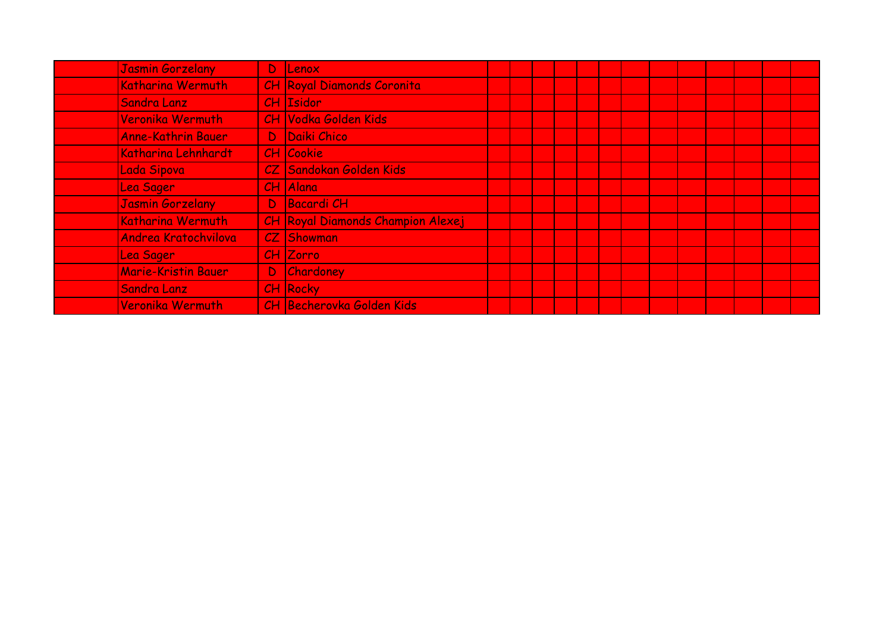| | | | | | | | | | | | | | | | | |
|---|---|---|---|---|---|---|---|---|---|---|---|---|---|---|---|---|
| | Jasmin Gorzelany | D | Lenox | | | | | | | | | | | | | |
| | Katharina Wermuth | CH | Royal Diamonds Coronita | | | | | | | | | | | | | |
| | Sandra Lanz | CH | Isidor | | | | | | | | | | | | | |
| | Veronika Wermuth | CH | Vodka Golden Kids | | | | | | | | | | | | | |
| | Anne-Kathrin Bauer | D | Daiki Chico | | | | | | | | | | | | | |
| | Katharina Lehnhardt | CH | Cookie | | | | | | | | | | | | | |
| | Lada Sipova | CZ | Sandokan Golden Kids | | | | | | | | | | | | | |
| | Lea Sager | CH | Alana | | | | | | | | | | | | | |
| | Jasmin Gorzelany | D | Bacardi CH | | | | | | | | | | | | | |
| | Katharina Wermuth | CH | Royal Diamonds Champion Alexej | | | | | | | | | | | | | |
| | Andrea Kratochvilova | CZ | Showman | | | | | | | | | | | | | |
| | Lea Sager | CH | Zorro | | | | | | | | | | | | | |
| | Marie-Kristin Bauer | D | Chardoney | | | | | | | | | | | | | |
| | Sandra Lanz | CH | Rocky | | | | | | | | | | | | | |
| | Veronika Wermuth | CH | Becherovka Golden Kids | | | | | | | | | | | | | |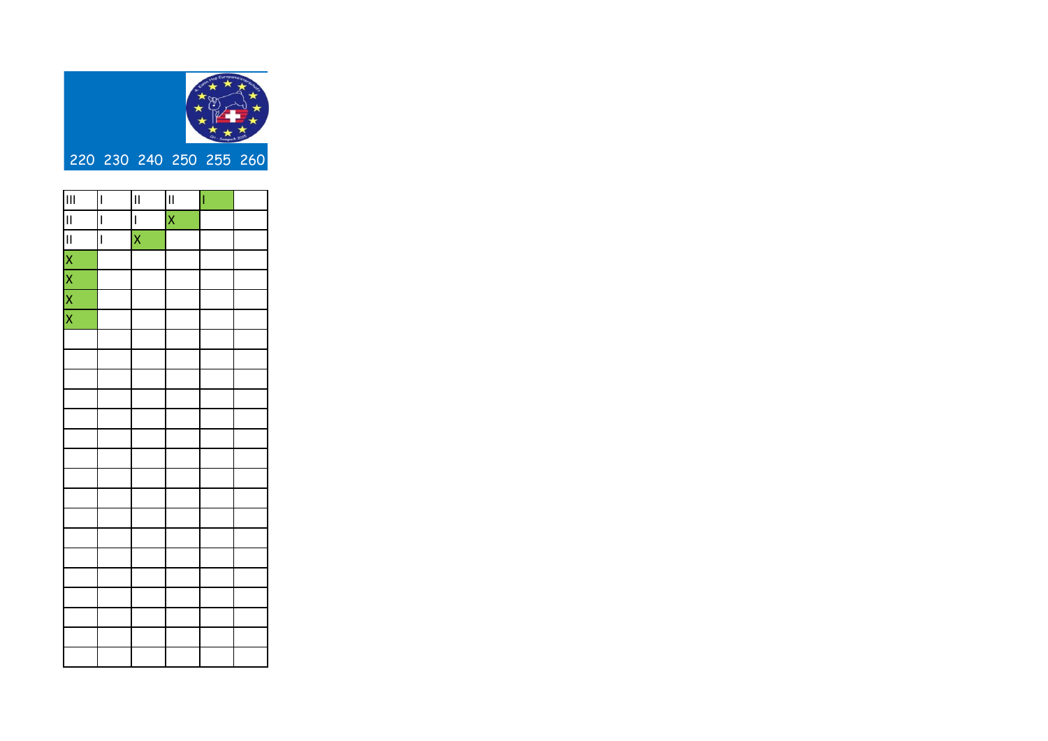| 220 | 230 | 240 | 250 | 255 | 260 |
|---|---|---|---|---|---|
| III | I | II | II | I | |
| II | I | I | X | | |
| II | I | X | | | |
| X | | | | | |
| X | | | | | |
| X | | | | | |
| X | | | | | |
| | | | | | |
| | | | | | |
| | | | | | |
| | | | | | |
| | | | | | |
| | | | | | |
| | | | | | |
| | | | | | |
| | | | | | |
| | | | | | |
| | | | | | |
| | | | | | |
| | | | | | |
| | | | | | |
| | | | | | |
| | | | | | |
| | | | | | |